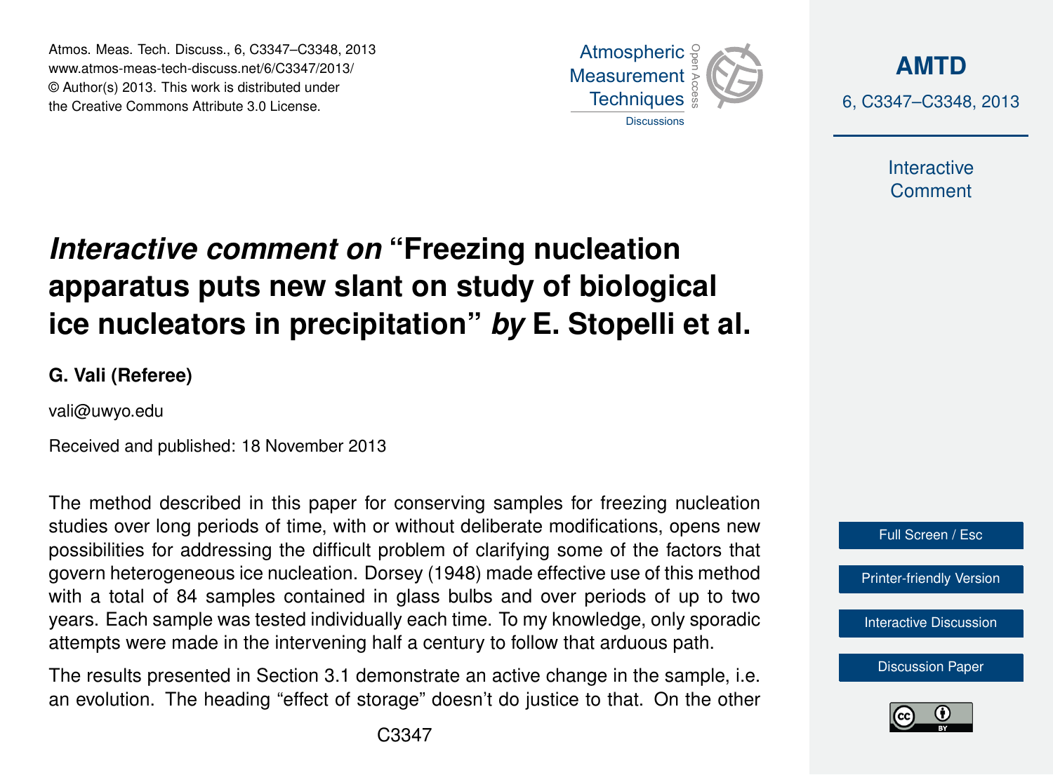# *Interactive comment on* "Freezing nucleation apparatus puts new slant on study of biological ice nucleators in precipitation" *by* E. Stopelli et al.

**G. Vali (Referee)**

vali@uwyo.edu

Received and published: 18 November 2013

The method described in this paper for conserving samples for freezing nucleation studies over long periods of time, with or without deliberate modifications, opens new possibilities for addressing the difficult problem of clarifying some of the factors that govern heterogeneous ice nucleation. Dorsey (1948) made effective use of this method with a total of 84 samples contained in glass bulbs and over periods of up to two years. Each sample was tested individually each time. To my knowledge, only sporadic attempts were made in the intervening half a century to follow that arduous path.

The results presented in Section 3.1 demonstrate an active change in the sample, i.e. an evolution. The heading "effect of storage" doesn't do justice to that. On the other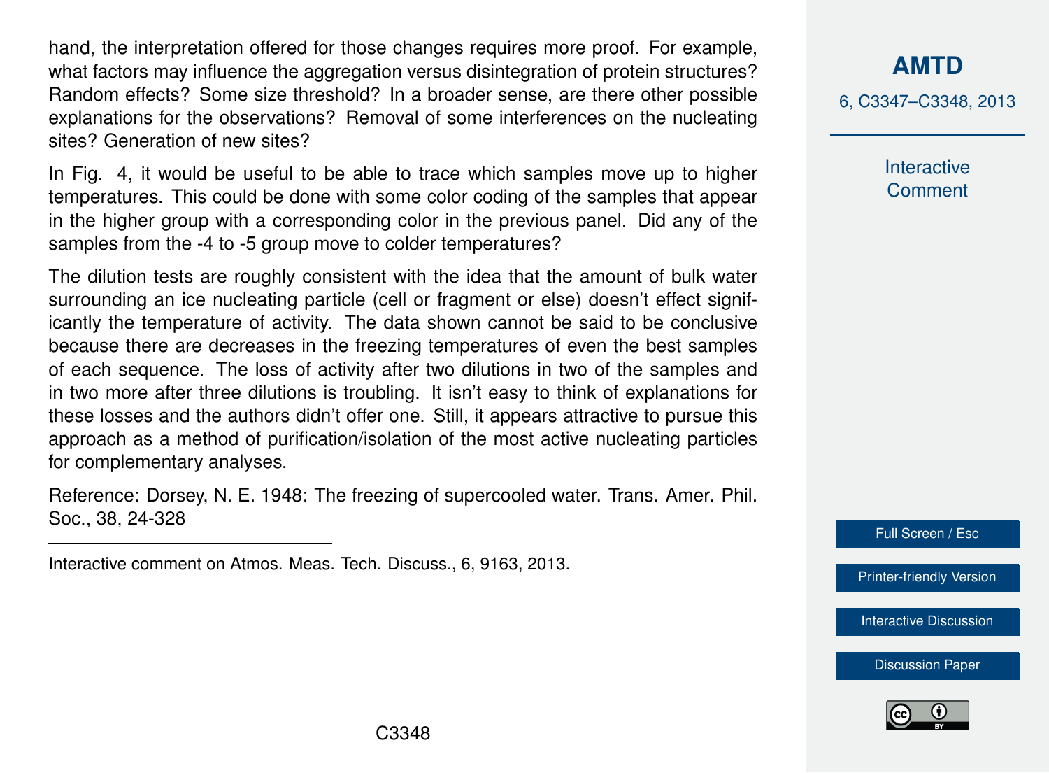hand, the interpretation offered for those changes requires more proof. For example, what factors may influence the aggregation versus disintegration of protein structures? Random effects? Some size threshold? In a broader sense, are there other possible explanations for the observations? Removal of some interferences on the nucleating sites? Generation of new sites?

In Fig. 4, it would be useful to be able to trace which samples move up to higher temperatures. This could be done with some color coding of the samples that appear in the higher group with a corresponding color in the previous panel. Did any of the samples from the -4 to -5 group move to colder temperatures?

The dilution tests are roughly consistent with the idea that the amount of bulk water surrounding an ice nucleating particle (cell or fragment or else) doesn't effect significantly the temperature of activity. The data shown cannot be said to be conclusive because there are decreases in the freezing temperatures of even the best samples of each sequence. The loss of activity after two dilutions in two of the samples and in two more after three dilutions is troubling. It isn't easy to think of explanations for these losses and the authors didn't offer one. Still, it appears attractive to pursue this approach as a method of purification/isolation of the most active nucleating particles for complementary analyses.

Reference: Dorsey, N. E. 1948: The freezing of supercooled water. Trans. Amer. Phil. Soc., 38, 24-328

---

Interactive comment on Atmos. Meas. Tech. Discuss., 6, 9163, 2013.